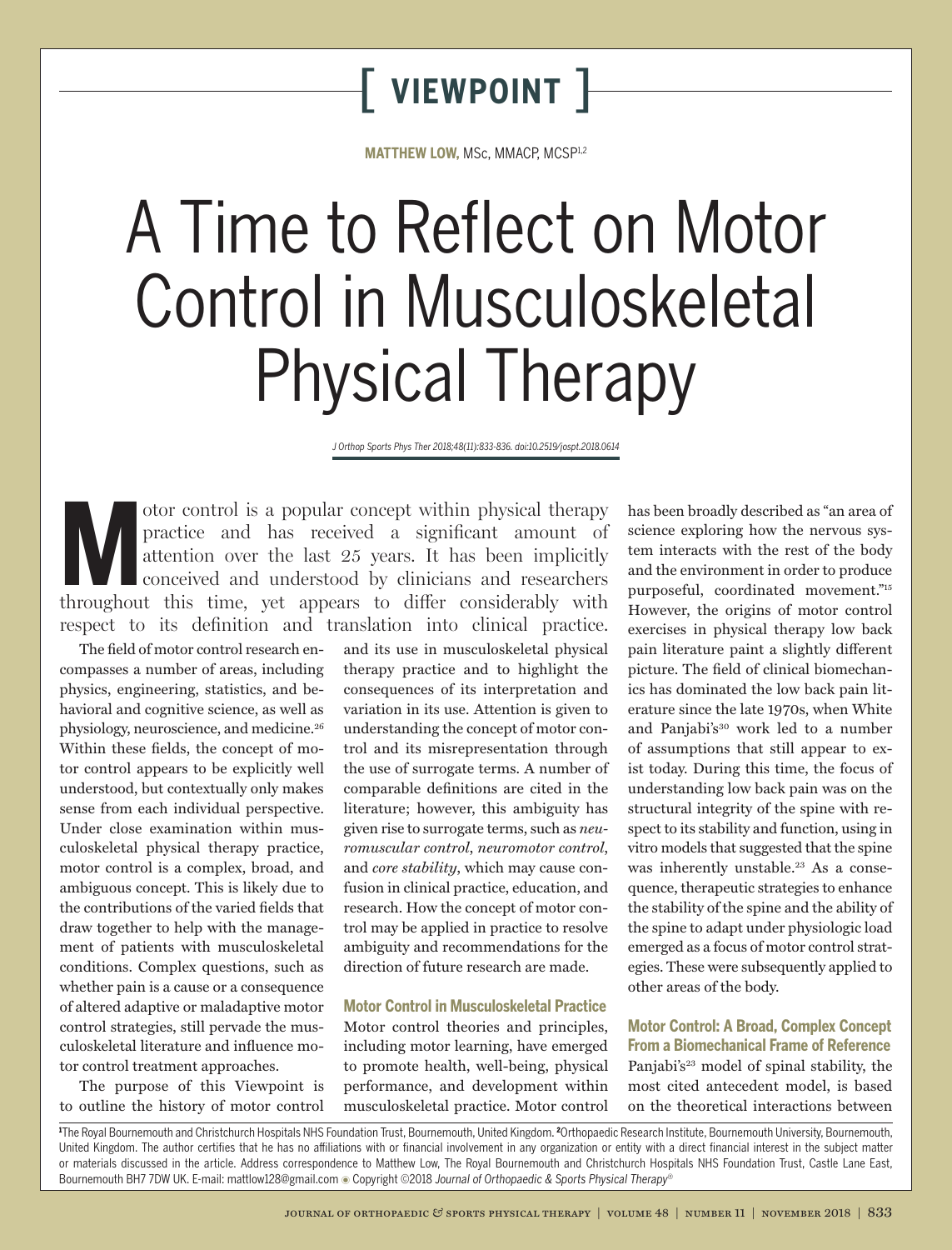VIEWPOINT

**MATTHEW LOW,** MSc, MMACP, MCSP[1,2]

# A Time to Reflect on Motor Control in Musculoskeletal Physical Therapy

*J Orthop Sports Phys Ther 2018;48(11):833-836. doi:10.2519/jospt.2018.0614*

Motor control is a popular concept within physical therapy practice and has received a significant amount of attention over the last 25 years. It has been implicitly conceived and understood by clinicians and researchers throughout this time, yet appears to differ considerably with respect to its definition and translation into clinical practice.

The field of motor control research encompasses a number of areas, including physics, engineering, statistics, and behavioral and cognitive science, as well as physiology, neuroscience, and medicine.[26] Within these fields, the concept of motor control appears to be explicitly well understood, but contextually only makes sense from each individual perspective. Under close examination within musculoskeletal physical therapy practice, motor control is a complex, broad, and ambiguous concept. This is likely due to the contributions of the varied fields that draw together to help with the management of patients with musculoskeletal conditions. Complex questions, such as whether pain is a cause or a consequence of altered adaptive or maladaptive motor control strategies, still pervade the musculoskeletal literature and influence motor control treatment approaches.

The purpose of this Viewpoint is to outline the history of motor control and its use in musculoskeletal physical therapy practice and to highlight the consequences of its interpretation and variation in its use. Attention is given to understanding the concept of motor control and its misrepresentation through the use of surrogate terms. A number of comparable definitions are cited in the literature; however, this ambiguity has given rise to surrogate terms, such as *neuromuscular control*, *neuromotor control*, and *core stability*, which may cause confusion in clinical practice, education, and research. How the concept of motor control may be applied in practice to resolve ambiguity and recommendations for the direction of future research are made.

## Motor Control in Musculoskeletal Practice

Motor control theories and principles, including motor learning, have emerged to promote health, well-being, physical performance, and development within musculoskeletal practice. Motor control has been broadly described as "an area of science exploring how the nervous system interacts with the rest of the body and the environment in order to produce purposeful, coordinated movement."[15] However, the origins of motor control exercises in physical therapy low back pain literature paint a slightly different picture. The field of clinical biomechanics has dominated the low back pain literature since the late 1970s, when White and Panjabi's[30] work led to a number of assumptions that still appear to exist today. During this time, the focus of understanding low back pain was on the structural integrity of the spine with respect to its stability and function, using in vitro models that suggested that the spine was inherently unstable.[23] As a consequence, therapeutic strategies to enhance the stability of the spine and the ability of the spine to adapt under physiologic load emerged as a focus of motor control strategies. These were subsequently applied to other areas of the body.

## Motor Control: A Broad, Complex Concept From a Biomechanical Frame of Reference

Panjabi's[23] model of spinal stability, the most cited antecedent model, is based on the theoretical interactions between

[1]The Royal Bournemouth and Christchurch Hospitals NHS Foundation Trust, Bournemouth, United Kingdom. [2]Orthopaedic Research Institute, Bournemouth University, Bournemouth, United Kingdom. The author certifies that he has no affiliations with or financial involvement in any organization or entity with a direct financial interest in the subject matter or materials discussed in the article. Address correspondence to Matthew Low, The Royal Bournemouth and Christchurch Hospitals NHS Foundation Trust, Castle Lane East, Bournemouth BH7 7DW UK. E-mail: mattlow128@gmail.com ◉ Copyright ©2018 *Journal of Orthopaedic & Sports Physical Therapy*®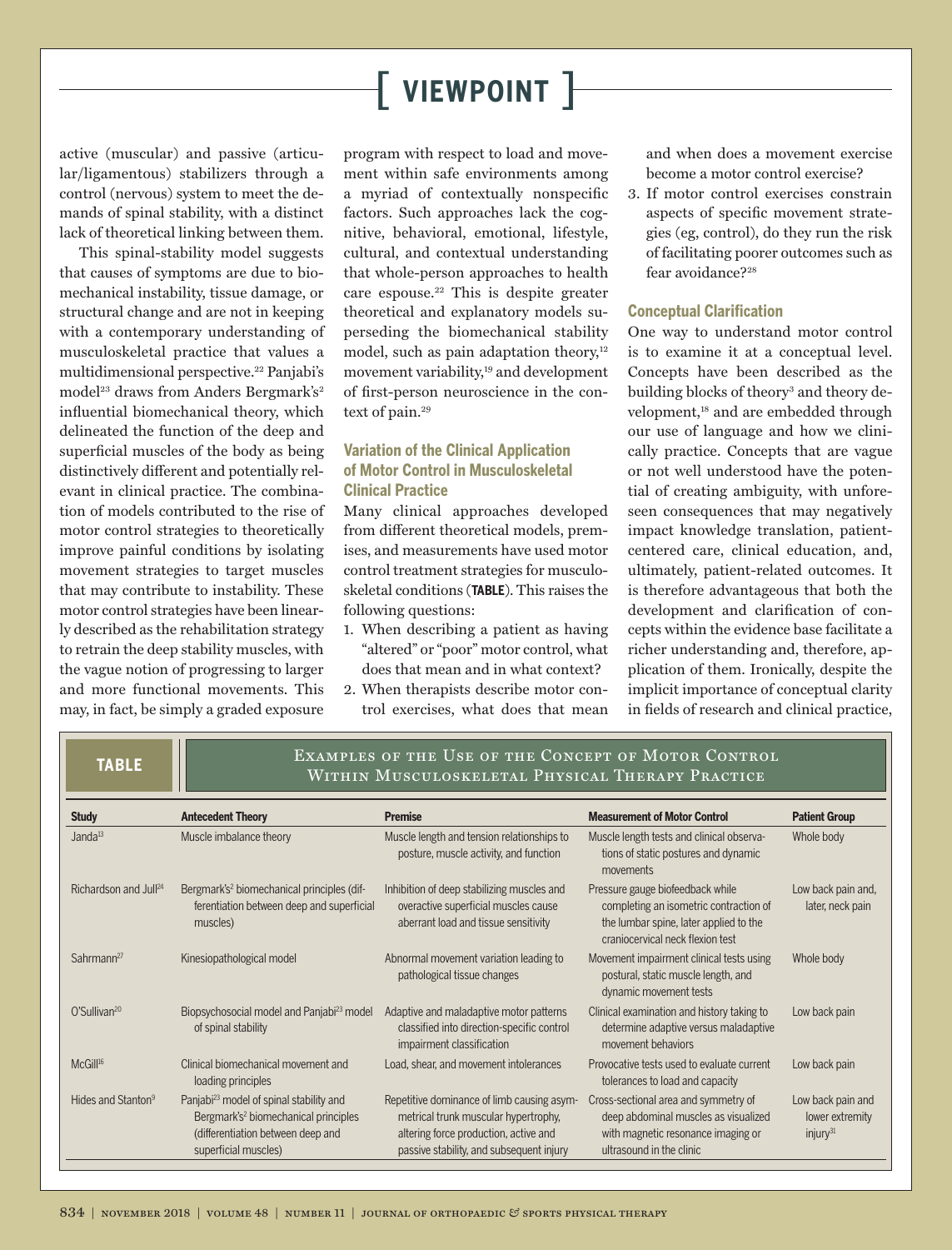active (muscular) and passive (articular/ligamentous) stabilizers through a control (nervous) system to meet the demands of spinal stability, with a distinct lack of theoretical linking between them.

This spinal-stability model suggests that causes of symptoms are due to biomechanical instability, tissue damage, or structural change and are not in keeping with a contemporary understanding of musculoskeletal practice that values a multidimensional perspective.[22] Panjabi's model[23] draws from Anders Bergmark's[2] influential biomechanical theory, which delineated the function of the deep and superficial muscles of the body as being distinctively different and potentially relevant in clinical practice. The combination of models contributed to the rise of motor control strategies to theoretically improve painful conditions by isolating movement strategies to target muscles that may contribute to instability. These motor control strategies have been linearly described as the rehabilitation strategy to retrain the deep stability muscles, with the vague notion of progressing to larger and more functional movements. This may, in fact, be simply a graded exposure program with respect to load and movement within safe environments among a myriad of contextually nonspecific factors. Such approaches lack the cognitive, behavioral, emotional, lifestyle, cultural, and contextual understanding that whole-person approaches to health care espouse.[22] This is despite greater theoretical and explanatory models superseding the biomechanical stability model, such as pain adaptation theory,[12] movement variability,[19] and development of first-person neuroscience in the context of pain.[29]

### Variation of the Clinical Application of Motor Control in Musculoskeletal Clinical Practice

Many clinical approaches developed from different theoretical models, premises, and measurements have used motor control treatment strategies for musculoskeletal conditions (**TABLE**). This raises the following questions:

1. When describing a patient as having "altered" or "poor" motor control, what does that mean and in what context?
2. When therapists describe motor control exercises, what does that mean and when does a movement exercise become a motor control exercise?
3. If motor control exercises constrain aspects of specific movement strategies (eg, control), do they run the risk of facilitating poorer outcomes such as fear avoidance?[28]

### Conceptual Clarification

One way to understand motor control is to examine it at a conceptual level. Concepts have been described as the building blocks of theory[3] and theory development,[18] and are embedded through our use of language and how we clinically practice. Concepts that are vague or not well understood have the potential of creating ambiguity, with unforeseen consequences that may negatively impact knowledge translation, patient-centered care, clinical education, and, ultimately, patient-related outcomes. It is therefore advantageous that both the development and clarification of concepts within the evidence base facilitate a richer understanding and, therefore, application of them. Ironically, despite the implicit importance of conceptual clarity in fields of research and clinical practice,

**TABLE** Examples of the Use of the Concept of Motor Control Within Musculoskeletal Physical Therapy Practice

| Study | Antecedent Theory | Premise | Measurement of Motor Control | Patient Group |
|---|---|---|---|---|
| Janda[13] | Muscle imbalance theory | Muscle length and tension relationships to posture, muscle activity, and function | Muscle length tests and clinical observations of static postures and dynamic movements | Whole body |
| Richardson and Jull[24] | Bergmark's[2] biomechanical principles (differentiation between deep and superficial muscles) | Inhibition of deep stabilizing muscles and overactive superficial muscles cause aberrant load and tissue sensitivity | Pressure gauge biofeedback while completing an isometric contraction of the lumbar spine, later applied to the craniocervical neck flexion test | Low back pain and, later, neck pain |
| Sahrmann[27] | Kinesiopathological model | Abnormal movement variation leading to pathological tissue changes | Movement impairment clinical tests using postural, static muscle length, and dynamic movement tests | Whole body |
| O'Sullivan[20] | Biopsychosocial model and Panjabi[23] model of spinal stability | Adaptive and maladaptive motor patterns classified into direction-specific control impairment classification | Clinical examination and history taking to determine adaptive versus maladaptive movement behaviors | Low back pain |
| McGill[16] | Clinical biomechanical movement and loading principles | Load, shear, and movement intolerances | Provocative tests used to evaluate current tolerances to load and capacity | Low back pain |
| Hides and Stanton[9] | Panjabi[23] model of spinal stability and Bergmark's[2] biomechanical principles (differentiation between deep and superficial muscles) | Repetitive dominance of limb causing asymmetrical trunk muscular hypertrophy, altering force production, active and passive stability, and subsequent injury | Cross-sectional area and symmetry of deep abdominal muscles as visualized with magnetic resonance imaging or ultrasound in the clinic | Low back pain and lower extremity injury[31] |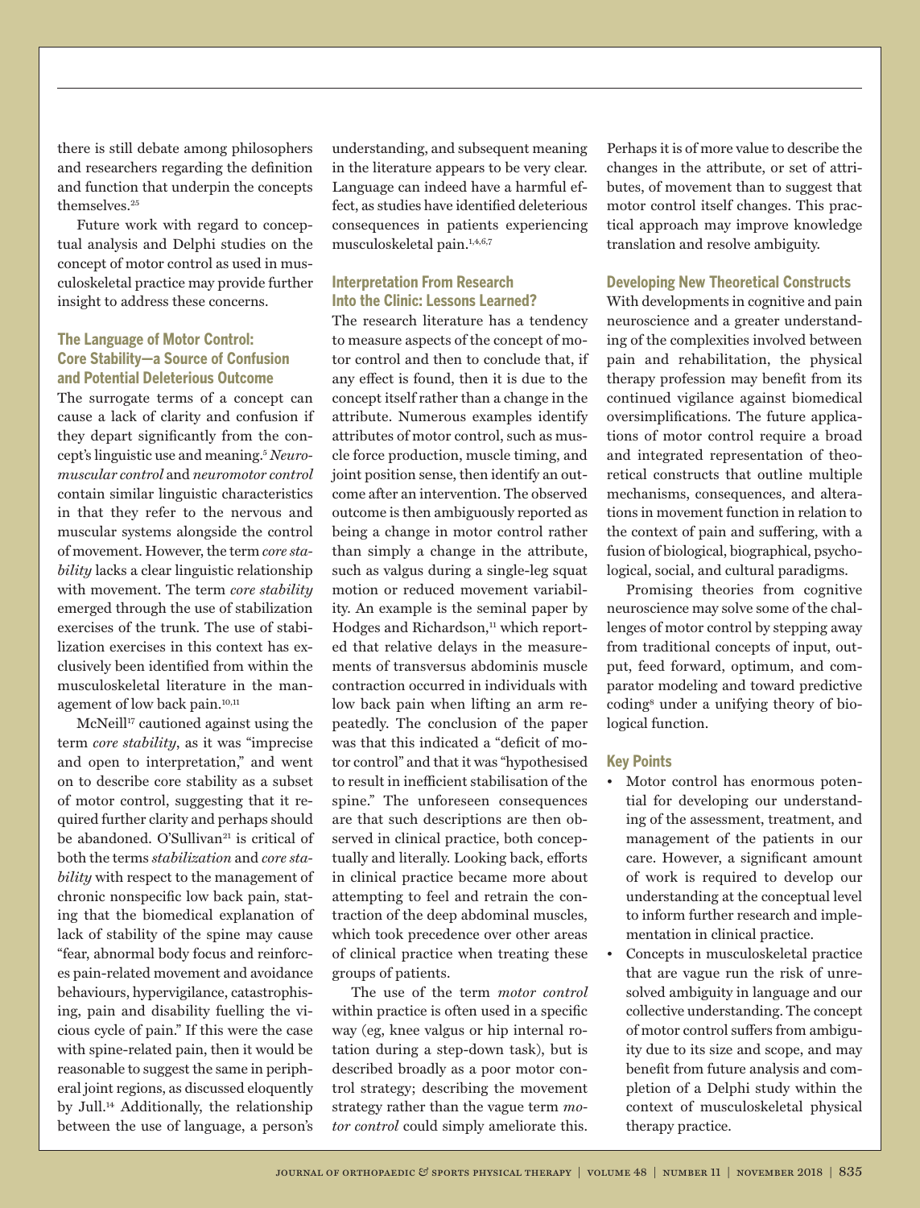there is still debate among philosophers and researchers regarding the definition and function that underpin the concepts themselves.[25]

Future work with regard to conceptual analysis and Delphi studies on the concept of motor control as used in musculoskeletal practice may provide further insight to address these concerns.

### The Language of Motor Control: Core Stability—a Source of Confusion and Potential Deleterious Outcome

The surrogate terms of a concept can cause a lack of clarity and confusion if they depart significantly from the concept's linguistic use and meaning.[5] *Neuromuscular control* and *neuromotor control* contain similar linguistic characteristics in that they refer to the nervous and muscular systems alongside the control of movement. However, the term *core stability* lacks a clear linguistic relationship with movement. The term *core stability* emerged through the use of stabilization exercises of the trunk. The use of stabilization exercises in this context has exclusively been identified from within the musculoskeletal literature in the management of low back pain.[10,11]

McNeill[17] cautioned against using the term *core stability*, as it was "imprecise and open to interpretation," and went on to describe core stability as a subset of motor control, suggesting that it required further clarity and perhaps should be abandoned. O'Sullivan[21] is critical of both the terms *stabilization* and *core stability* with respect to the management of chronic nonspecific low back pain, stating that the biomedical explanation of lack of stability of the spine may cause "fear, abnormal body focus and reinforces pain-related movement and avoidance behaviours, hypervigilance, catastrophising, pain and disability fuelling the vicious cycle of pain." If this were the case with spine-related pain, then it would be reasonable to suggest the same in peripheral joint regions, as discussed eloquently by Jull.[14] Additionally, the relationship between the use of language, a person's understanding, and subsequent meaning in the literature appears to be very clear. Language can indeed have a harmful effect, as studies have identified deleterious consequences in patients experiencing musculoskeletal pain.[1,4,6,7]

### Interpretation From Research Into the Clinic: Lessons Learned?

The research literature has a tendency to measure aspects of the concept of motor control and then to conclude that, if any effect is found, then it is due to the concept itself rather than a change in the attribute. Numerous examples identify attributes of motor control, such as muscle force production, muscle timing, and joint position sense, then identify an outcome after an intervention. The observed outcome is then ambiguously reported as being a change in motor control rather than simply a change in the attribute, such as valgus during a single-leg squat motion or reduced movement variability. An example is the seminal paper by Hodges and Richardson,[11] which reported that relative delays in the measurements of transversus abdominis muscle contraction occurred in individuals with low back pain when lifting an arm repeatedly. The conclusion of the paper was that this indicated a "deficit of motor control" and that it was "hypothesised to result in inefficient stabilisation of the spine." The unforeseen consequences are that such descriptions are then observed in clinical practice, both conceptually and literally. Looking back, efforts in clinical practice became more about attempting to feel and retrain the contraction of the deep abdominal muscles, which took precedence over other areas of clinical practice when treating these groups of patients.

The use of the term *motor control* within practice is often used in a specific way (eg, knee valgus or hip internal rotation during a step-down task), but is described broadly as a poor motor control strategy; describing the movement strategy rather than the vague term *motor control* could simply ameliorate this. Perhaps it is of more value to describe the changes in the attribute, or set of attributes, of movement than to suggest that motor control itself changes. This practical approach may improve knowledge translation and resolve ambiguity.

### Developing New Theoretical Constructs

With developments in cognitive and pain neuroscience and a greater understanding of the complexities involved between pain and rehabilitation, the physical therapy profession may benefit from its continued vigilance against biomedical oversimplifications. The future applications of motor control require a broad and integrated representation of theoretical constructs that outline multiple mechanisms, consequences, and alterations in movement function in relation to the context of pain and suffering, with a fusion of biological, biographical, psychological, social, and cultural paradigms.

Promising theories from cognitive neuroscience may solve some of the challenges of motor control by stepping away from traditional concepts of input, output, feed forward, optimum, and comparator modeling and toward predictive coding[8] under a unifying theory of biological function.

### Key Points

- Motor control has enormous potential for developing our understanding of the assessment, treatment, and management of the patients in our care. However, a significant amount of work is required to develop our understanding at the conceptual level to inform further research and implementation in clinical practice.
- Concepts in musculoskeletal practice that are vague run the risk of unresolved ambiguity in language and our collective understanding. The concept of motor control suffers from ambiguity due to its size and scope, and may benefit from future analysis and completion of a Delphi study within the context of musculoskeletal physical therapy practice.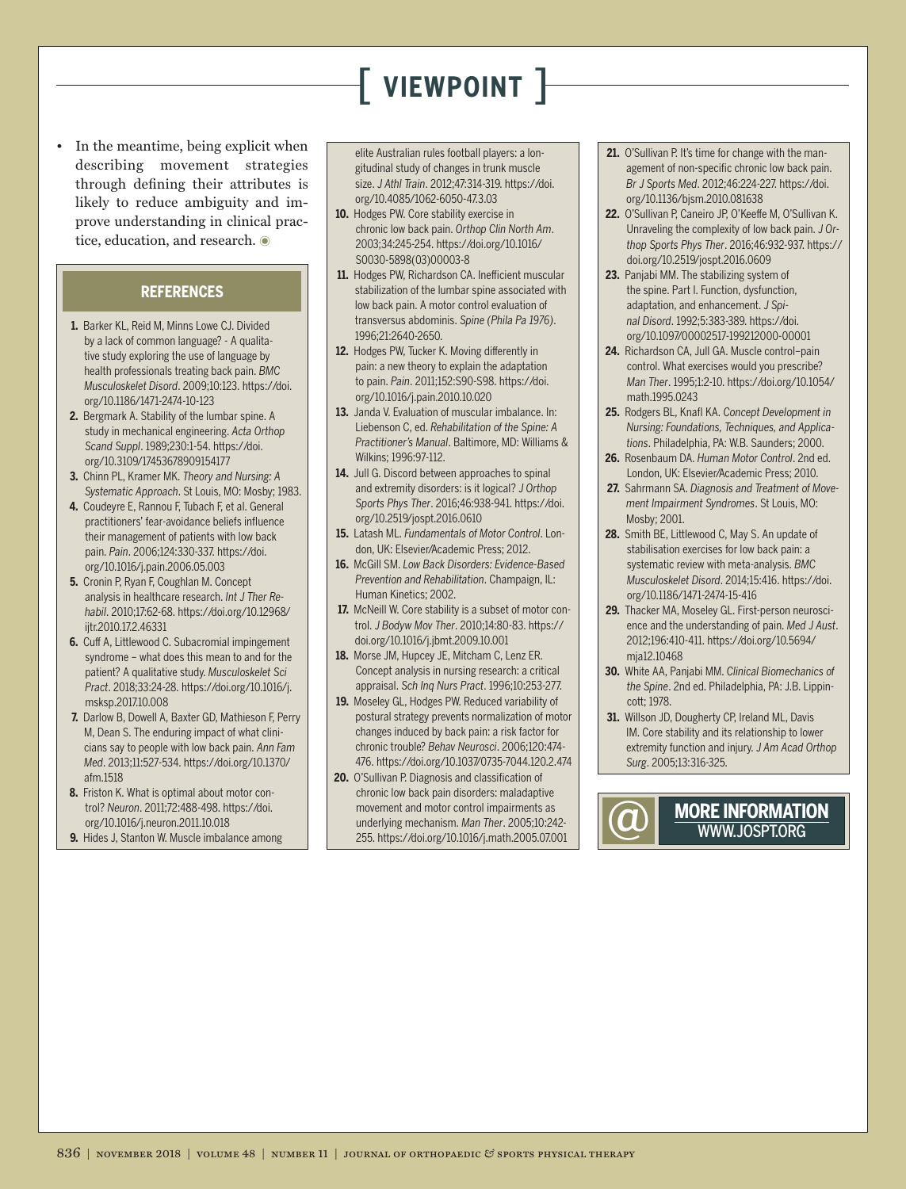- In the meantime, being explicit when describing movement strategies through defining their attributes is likely to reduce ambiguity and improve understanding in clinical practice, education, and research. ◉

## REFERENCES

1. Barker KL, Reid M, Minns Lowe CJ. Divided by a lack of common language? - A qualitative study exploring the use of language by health professionals treating back pain. *BMC Musculoskelet Disord*. 2009;10:123. https://doi.org/10.1186/1471-2474-10-123
2. Bergmark A. Stability of the lumbar spine. A study in mechanical engineering. *Acta Orthop Scand Suppl*. 1989;230:1-54. https://doi.org/10.3109/17453678909154177
3. Chinn PL, Kramer MK. *Theory and Nursing: A Systematic Approach*. St Louis, MO: Mosby; 1983.
4. Coudeyre E, Rannou F, Tubach F, et al. General practitioners' fear-avoidance beliefs influence their management of patients with low back pain. *Pain*. 2006;124:330-337. https://doi.org/10.1016/j.pain.2006.05.003
5. Cronin P, Ryan F, Coughlan M. Concept analysis in healthcare research. *Int J Ther Rehabil*. 2010;17:62-68. https://doi.org/10.12968/ijtr.2010.17.2.46331
6. Cuff A, Littlewood C. Subacromial impingement syndrome – what does this mean to and for the patient? A qualitative study. *Musculoskelet Sci Pract*. 2018;33:24-28. https://doi.org/10.1016/j.msksp.2017.10.008
7. Darlow B, Dowell A, Baxter GD, Mathieson F, Perry M, Dean S. The enduring impact of what clinicians say to people with low back pain. *Ann Fam Med*. 2013;11:527-534. https://doi.org/10.1370/afm.1518
8. Friston K. What is optimal about motor control? *Neuron*. 2011;72:488-498. https://doi.org/10.1016/j.neuron.2011.10.018
9. Hides J, Stanton W. Muscle imbalance among elite Australian rules football players: a longitudinal study of changes in trunk muscle size. *J Athl Train*. 2012;47:314-319. https://doi.org/10.4085/1062-6050-47.3.03
10. Hodges PW. Core stability exercise in chronic low back pain. *Orthop Clin North Am*. 2003;34:245-254. https://doi.org/10.1016/S0030-5898(03)00003-8
11. Hodges PW, Richardson CA. Inefficient muscular stabilization of the lumbar spine associated with low back pain. A motor control evaluation of transversus abdominis. *Spine (Phila Pa 1976)*. 1996;21:2640-2650.
12. Hodges PW, Tucker K. Moving differently in pain: a new theory to explain the adaptation to pain. *Pain*. 2011;152:S90-S98. https://doi.org/10.1016/j.pain.2010.10.020
13. Janda V. Evaluation of muscular imbalance. In: Liebenson C, ed. *Rehabilitation of the Spine: A Practitioner's Manual*. Baltimore, MD: Williams & Wilkins; 1996:97-112.
14. Jull G. Discord between approaches to spinal and extremity disorders: is it logical? *J Orthop Sports Phys Ther*. 2016;46:938-941. https://doi.org/10.2519/jospt.2016.0610
15. Latash ML. *Fundamentals of Motor Control*. London, UK: Elsevier/Academic Press; 2012.
16. McGill SM. *Low Back Disorders: Evidence-Based Prevention and Rehabilitation*. Champaign, IL: Human Kinetics; 2002.
17. McNeill W. Core stability is a subset of motor control. *J Bodyw Mov Ther*. 2010;14:80-83. https://doi.org/10.1016/j.jbmt.2009.10.001
18. Morse JM, Hupcey JE, Mitcham C, Lenz ER. Concept analysis in nursing research: a critical appraisal. *Sch Inq Nurs Pract*. 1996;10:253-277.
19. Moseley GL, Hodges PW. Reduced variability of postural strategy prevents normalization of motor changes induced by back pain: a risk factor for chronic trouble? *Behav Neurosci*. 2006;120:474-476. https://doi.org/10.1037/0735-7044.120.2.474
20. O'Sullivan P. Diagnosis and classification of chronic low back pain disorders: maladaptive movement and motor control impairments as underlying mechanism. *Man Ther*. 2005;10:242-255. https://doi.org/10.1016/j.math.2005.07.001
21. O'Sullivan P. It's time for change with the management of non-specific chronic low back pain. *Br J Sports Med*. 2012;46:224-227. https://doi.org/10.1136/bjsm.2010.081638
22. O'Sullivan P, Caneiro JP, O'Keeffe M, O'Sullivan K. Unraveling the complexity of low back pain. *J Orthop Sports Phys Ther*. 2016;46:932-937. https://doi.org/10.2519/jospt.2016.0609
23. Panjabi MM. The stabilizing system of the spine. Part I. Function, dysfunction, adaptation, and enhancement. *J Spinal Disord*. 1992;5:383-389. https://doi.org/10.1097/00002517-199212000-00001
24. Richardson CA, Jull GA. Muscle control–pain control. What exercises would you prescribe? *Man Ther*. 1995;1:2-10. https://doi.org/10.1054/math.1995.0243
25. Rodgers BL, Knafl KA. *Concept Development in Nursing: Foundations, Techniques, and Applications*. Philadelphia, PA: W.B. Saunders; 2000.
26. Rosenbaum DA. *Human Motor Control*. 2nd ed. London, UK: Elsevier/Academic Press; 2010.
27. Sahrmann SA. *Diagnosis and Treatment of Movement Impairment Syndromes*. St Louis, MO: Mosby; 2001.
28. Smith BE, Littlewood C, May S. An update of stabilisation exercises for low back pain: a systematic review with meta-analysis. *BMC Musculoskelet Disord*. 2014;15:416. https://doi.org/10.1186/1471-2474-15-416
29. Thacker MA, Moseley GL. First-person neuroscience and the understanding of pain. *Med J Aust*. 2012;196:410-411. https://doi.org/10.5694/mja12.10468
30. White AA, Panjabi MM. *Clinical Biomechanics of the Spine*. 2nd ed. Philadelphia, PA: J.B. Lippincott; 1978.
31. Willson JD, Dougherty CP, Ireland ML, Davis IM. Core stability and its relationship to lower extremity function and injury. *J Am Acad Orthop Surg*. 2005;13:316-325.

**MORE INFORMATION**
WWW.JOSPT.ORG